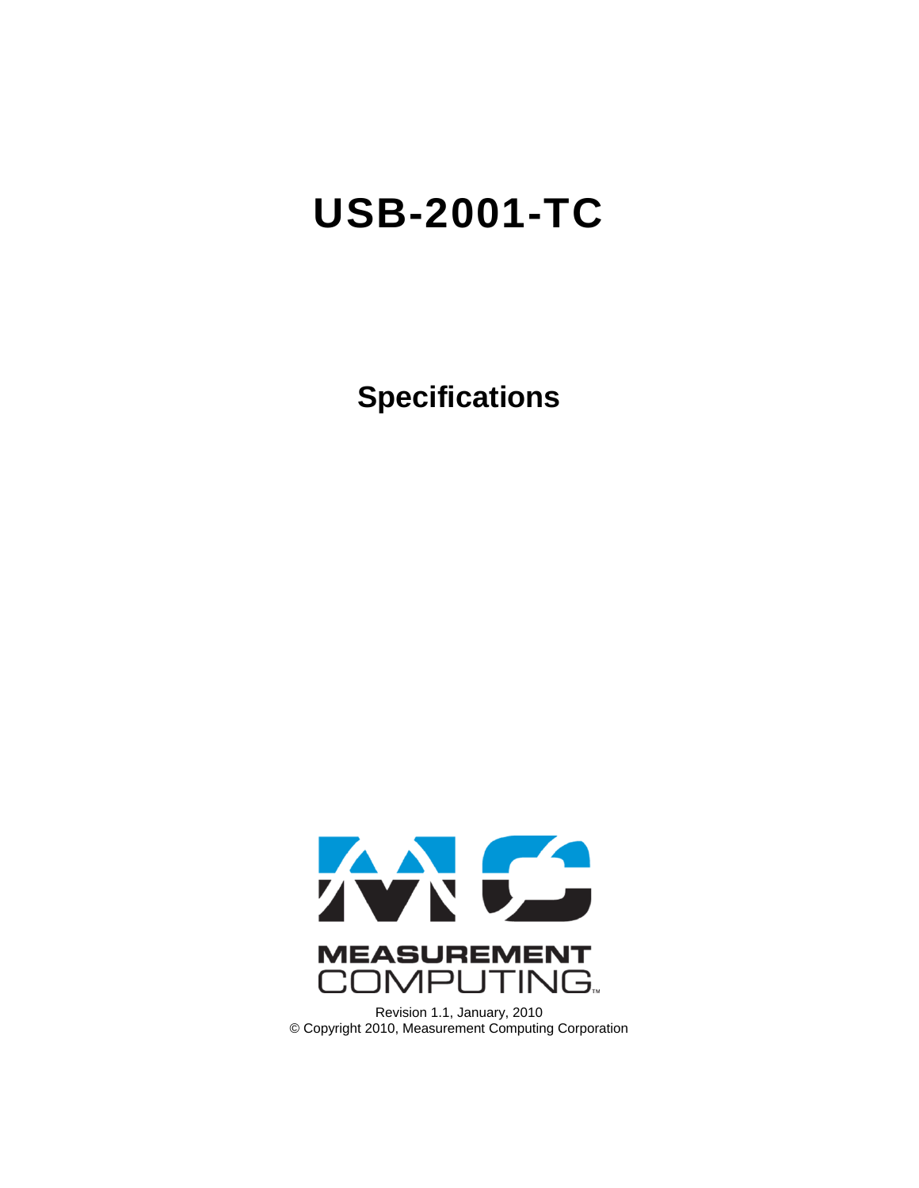# USB-2001-TC

## Specifications

MEASUREMENT COMPUTING

Revision 1.1, January, 2010
© Copyright 2010, Measurement Computing Corporation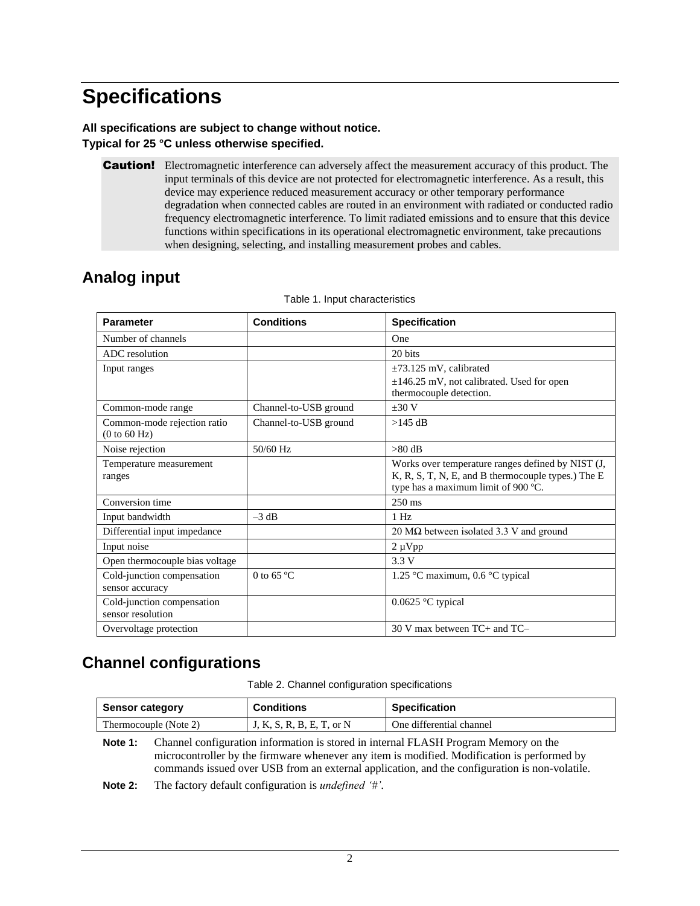# Specifications

**All specifications are subject to change without notice.**
**Typical for 25 °C unless otherwise specified.**

> **Caution!** Electromagnetic interference can adversely affect the measurement accuracy of this product. The input terminals of this device are not protected for electromagnetic interference. As a result, this device may experience reduced measurement accuracy or other temporary performance degradation when connected cables are routed in an environment with radiated or conducted radio frequency electromagnetic interference. To limit radiated emissions and to ensure that this device functions within specifications in its operational electromagnetic environment, take precautions when designing, selecting, and installing measurement probes and cables.

## Analog input

Table 1. Input characteristics

| Parameter | Conditions | Specification |
|---|---|---|
| Number of channels | | One |
| ADC resolution | | 20 bits |
| Input ranges | | ±73.125 mV, calibrated<br>±146.25 mV, not calibrated. Used for open thermocouple detection. |
| Common-mode range | Channel-to-USB ground | ±30 V |
| Common-mode rejection ratio (0 to 60 Hz) | Channel-to-USB ground | >145 dB |
| Noise rejection | 50/60 Hz | >80 dB |
| Temperature measurement ranges | | Works over temperature ranges defined by NIST (J, K, R, S, T, N, E, and B thermocouple types.) The E type has a maximum limit of 900 ºC. |
| Conversion time | | 250 ms |
| Input bandwidth | –3 dB | 1 Hz |
| Differential input impedance | | 20 MΩ between isolated 3.3 V and ground |
| Input noise | | 2 µVpp |
| Open thermocouple bias voltage | | 3.3 V |
| Cold-junction compensation sensor accuracy | 0 to 65 ºC | 1.25 °C maximum, 0.6 °C typical |
| Cold-junction compensation sensor resolution | | 0.0625 °C typical |
| Overvoltage protection | | 30 V max between TC+ and TC– |

## Channel configurations

Table 2. Channel configuration specifications

| Sensor category | Conditions | Specification |
|---|---|---|
| Thermocouple (Note 2) | J, K, S, R, B, E, T, or N | One differential channel |

**Note 1:** Channel configuration information is stored in internal FLASH Program Memory on the microcontroller by the firmware whenever any item is modified. Modification is performed by commands issued over USB from an external application, and the configuration is non-volatile.

**Note 2:** The factory default configuration is *undefined '#'*.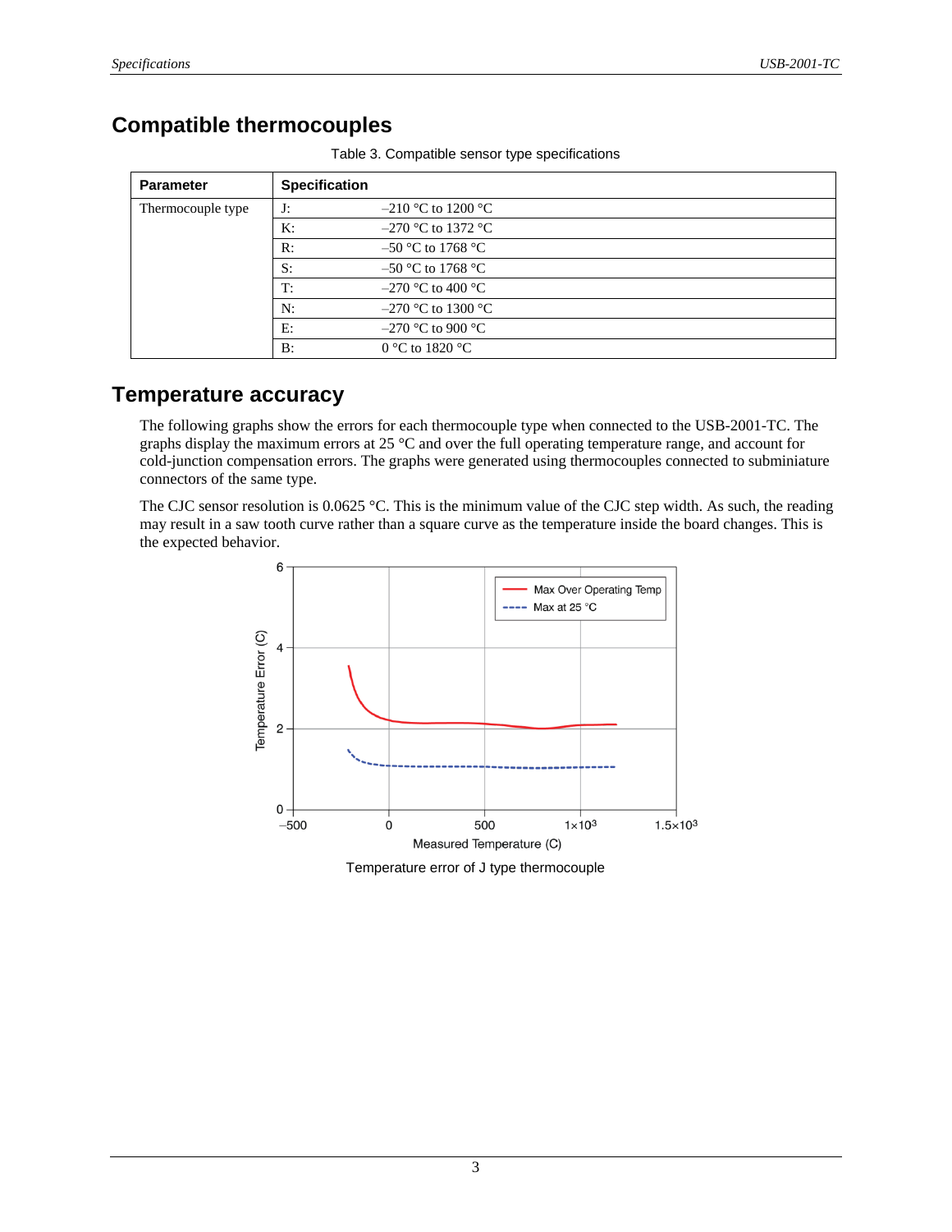## Compatible thermocouples

Table 3. Compatible sensor type specifications

| Parameter | Specification | |
|---|---|---|
| Thermocouple type | J: | –210 °C to 1200 °C |
| | K: | –270 °C to 1372 °C |
| | R: | –50 °C to 1768 °C |
| | S: | –50 °C to 1768 °C |
| | T: | –270 °C to 400 °C |
| | N: | –270 °C to 1300 °C |
| | E: | –270 °C to 900 °C |
| | B: | 0 °C to 1820 °C |

## Temperature accuracy

The following graphs show the errors for each thermocouple type when connected to the USB-2001-TC. The graphs display the maximum errors at 25 °C and over the full operating temperature range, and account for cold-junction compensation errors. The graphs were generated using thermocouples connected to subminiature connectors of the same type.

The CJC sensor resolution is 0.0625 °C. This is the minimum value of the CJC step width. As such, the reading may result in a saw tooth curve rather than a square curve as the temperature inside the board changes. This is the expected behavior.

Temperature error of J type thermocouple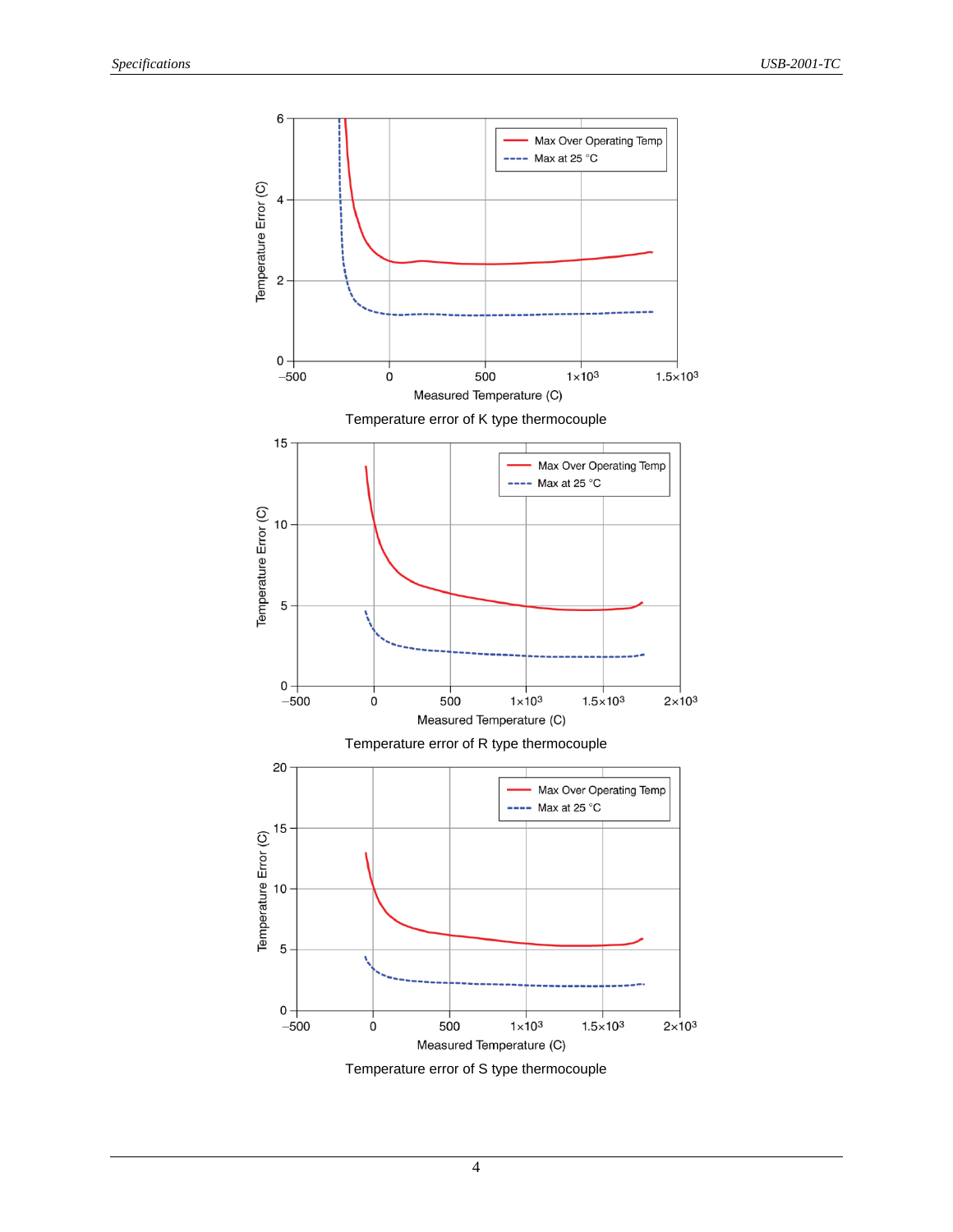Temperature error of K type thermocouple

Temperature error of R type thermocouple

Temperature error of S type thermocouple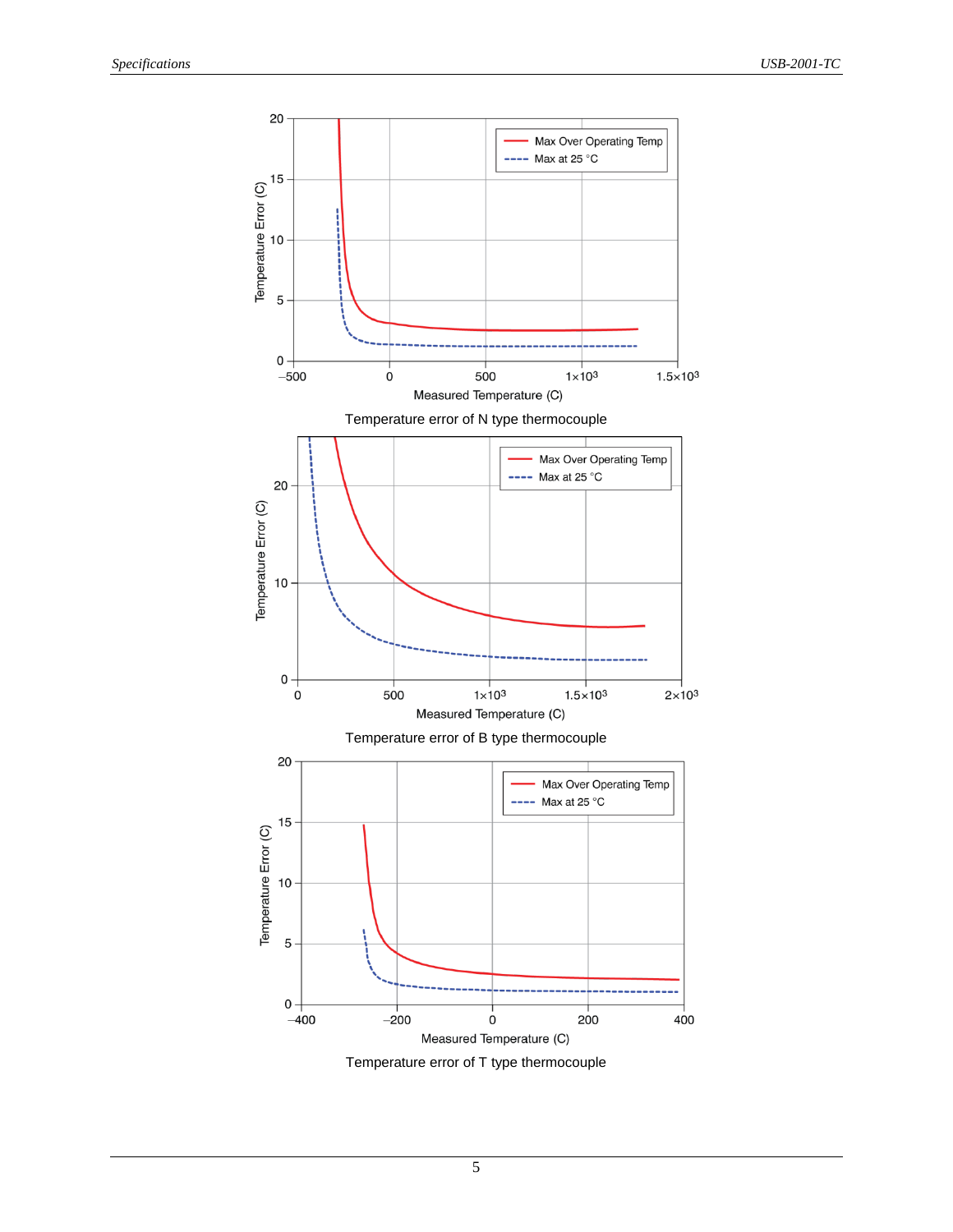Temperature error of N type thermocouple

Temperature error of B type thermocouple

Temperature error of T type thermocouple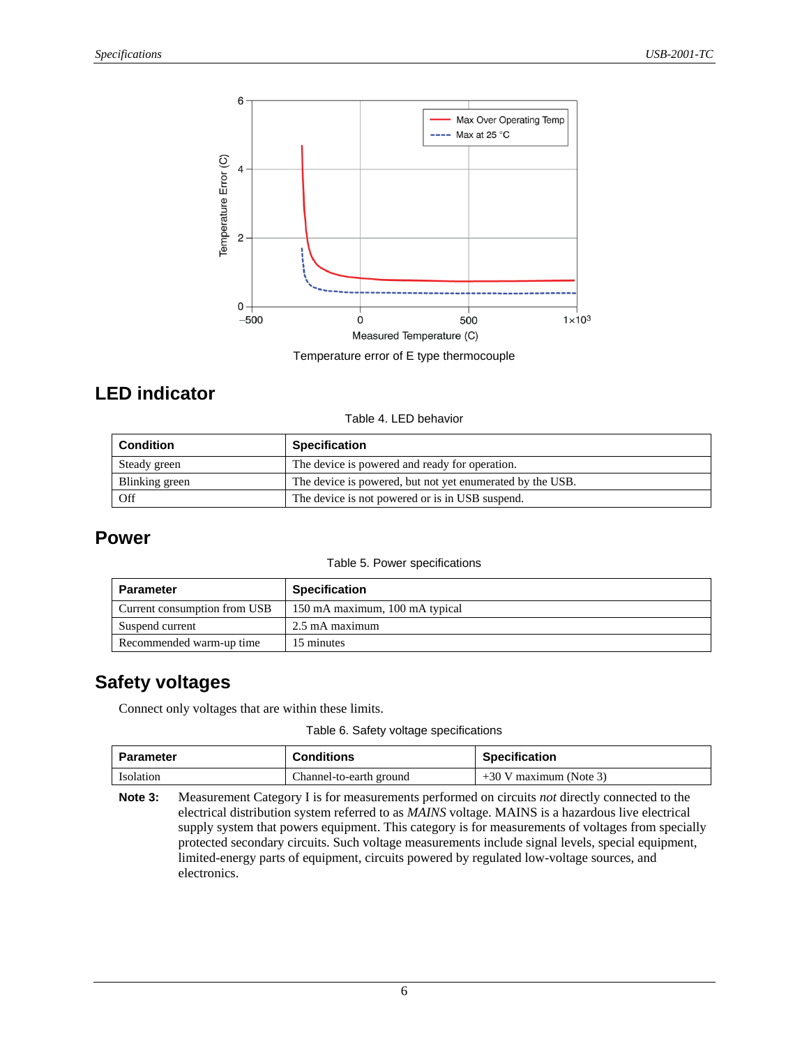Temperature error of E type thermocouple

## LED indicator

Table 4. LED behavior

| Condition | Specification |
|---|---|
| Steady green | The device is powered and ready for operation. |
| Blinking green | The device is powered, but not yet enumerated by the USB. |
| Off | The device is not powered or is in USB suspend. |

## Power

Table 5. Power specifications

| Parameter | Specification |
|---|---|
| Current consumption from USB | 150 mA maximum, 100 mA typical |
| Suspend current | 2.5 mA maximum |
| Recommended warm-up time | 15 minutes |

## Safety voltages

Connect only voltages that are within these limits.

Table 6. Safety voltage specifications

| Parameter | Conditions | Specification |
|---|---|---|
| Isolation | Channel-to-earth ground | +30 V maximum (Note 3) |

**Note 3:** Measurement Category I is for measurements performed on circuits *not* directly connected to the electrical distribution system referred to as *MAINS* voltage. MAINS is a hazardous live electrical supply system that powers equipment. This category is for measurements of voltages from specially protected secondary circuits. Such voltage measurements include signal levels, special equipment, limited-energy parts of equipment, circuits powered by regulated low-voltage sources, and electronics.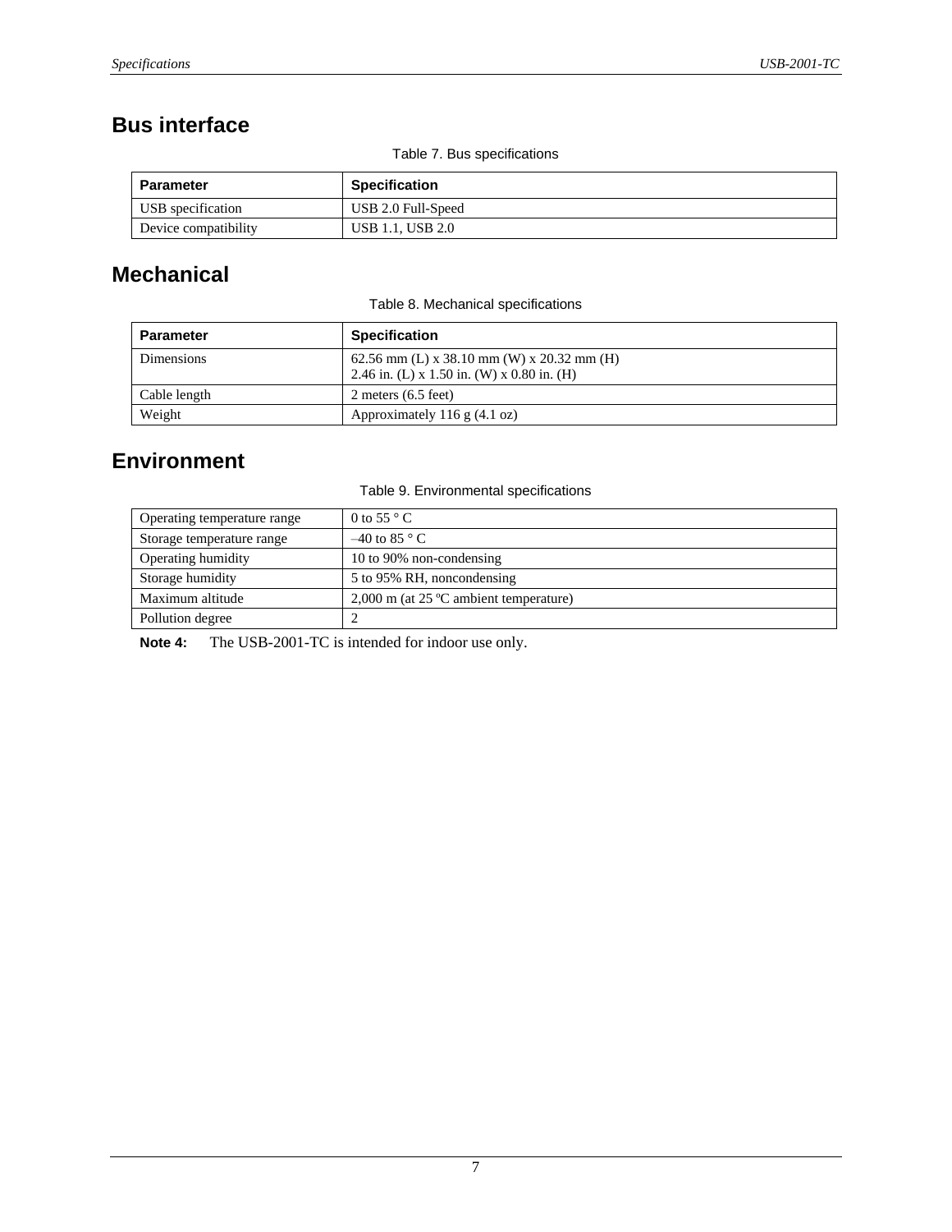## Bus interface

Table 7. Bus specifications

| Parameter | Specification |
|---|---|
| USB specification | USB 2.0 Full-Speed |
| Device compatibility | USB 1.1, USB 2.0 |

## Mechanical

Table 8. Mechanical specifications

| Parameter | Specification |
|---|---|
| Dimensions | 62.56 mm (L) x 38.10 mm (W) x 20.32 mm (H)<br>2.46 in. (L) x 1.50 in. (W) x 0.80 in. (H) |
| Cable length | 2 meters (6.5 feet) |
| Weight | Approximately 116 g (4.1 oz) |

## Environment

Table 9. Environmental specifications

| | |
|---|---|
| Operating temperature range | 0 to 55 ° C |
| Storage temperature range | –40 to 85 ° C |
| Operating humidity | 10 to 90% non-condensing |
| Storage humidity | 5 to 95% RH, noncondensing |
| Maximum altitude | 2,000 m (at 25 ºC ambient temperature) |
| Pollution degree | 2 |

**Note 4:** The USB-2001-TC is intended for indoor use only.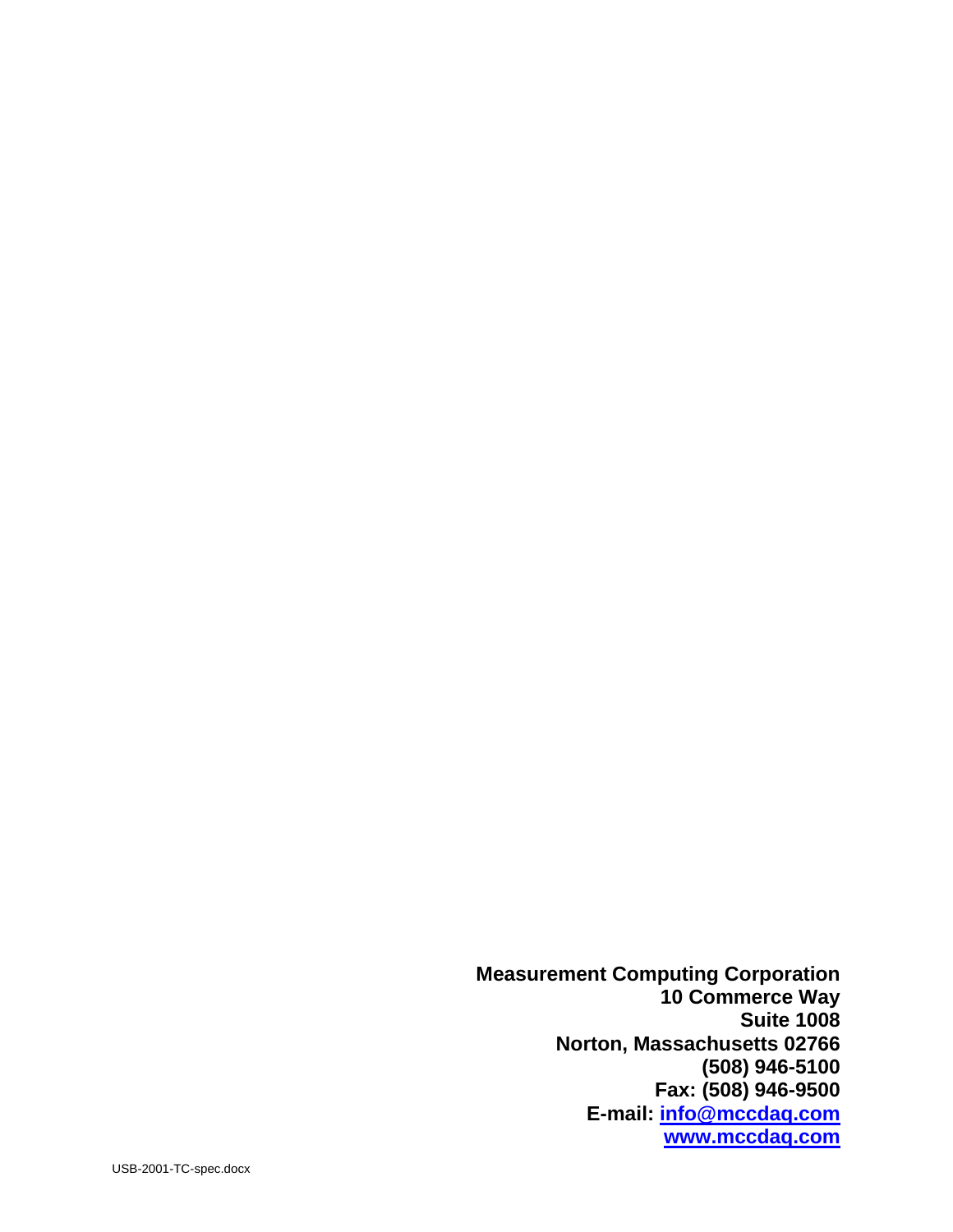**Measurement Computing Corporation**
**10 Commerce Way**
**Suite 1008**
**Norton, Massachusetts 02766**
**(508) 946-5100**
**Fax: (508) 946-9500**
**E-mail: [info@mccdaq.com](mailto:info@mccdaq.com)**
**[www.mccdaq.com](http://www.mccdaq.com)**

USB-2001-TC-spec.docx